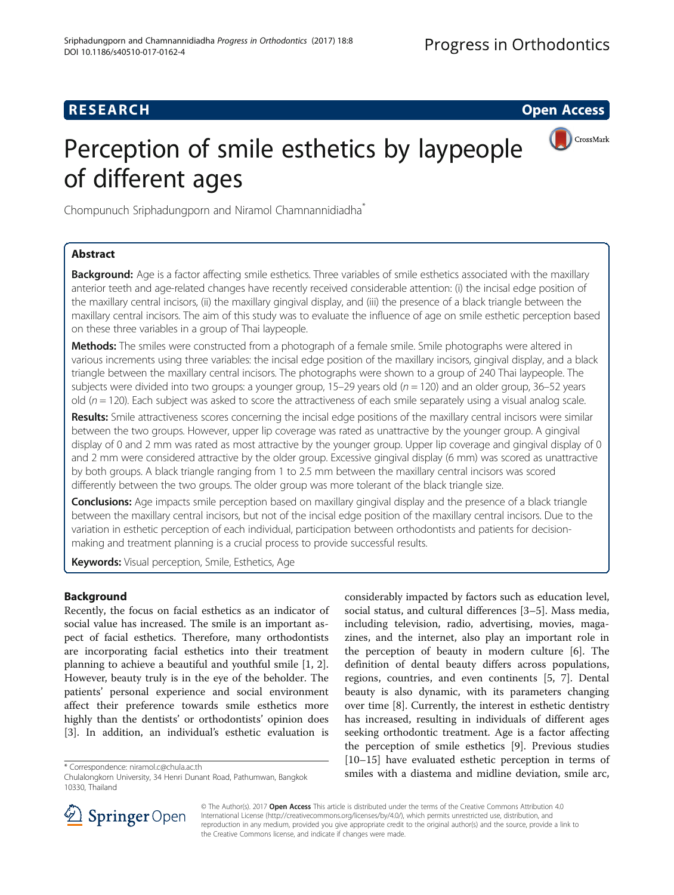RESEARCH Open Access

# Perception of smile esthetics by laypeople of different ages

Chompunuch Sriphadungporn and Niramol Chamnannidiadha*

## Abstract

**Background:** Age is a factor affecting smile esthetics. Three variables of smile esthetics associated with the maxillary anterior teeth and age-related changes have recently received considerable attention: (i) the incisal edge position of the maxillary central incisors, (ii) the maxillary gingival display, and (iii) the presence of a black triangle between the maxillary central incisors. The aim of this study was to evaluate the influence of age on smile esthetic perception based on these three variables in a group of Thai laypeople.

**Methods:** The smiles were constructed from a photograph of a female smile. Smile photographs were altered in various increments using three variables: the incisal edge position of the maxillary incisors, gingival display, and a black triangle between the maxillary central incisors. The photographs were shown to a group of 240 Thai laypeople. The subjects were divided into two groups: a younger group, 15–29 years old ($n = 120$) and an older group, 36–52 years old ($n = 120$). Each subject was asked to score the attractiveness of each smile separately using a visual analog scale.

**Results:** Smile attractiveness scores concerning the incisal edge positions of the maxillary central incisors were similar between the two groups. However, upper lip coverage was rated as unattractive by the younger group. A gingival display of 0 and 2 mm was rated as most attractive by the younger group. Upper lip coverage and gingival display of 0 and 2 mm were considered attractive by the older group. Excessive gingival display (6 mm) was scored as unattractive by both groups. A black triangle ranging from 1 to 2.5 mm between the maxillary central incisors was scored differently between the two groups. The older group was more tolerant of the black triangle size.

**Conclusions:** Age impacts smile perception based on maxillary gingival display and the presence of a black triangle between the maxillary central incisors, but not of the incisal edge position of the maxillary central incisors. Due to the variation in esthetic perception of each individual, participation between orthodontists and patients for decision-making and treatment planning is a crucial process to provide successful results.

**Keywords:** Visual perception, Smile, Esthetics, Age

## Background

Recently, the focus on facial esthetics as an indicator of social value has increased. The smile is an important aspect of facial esthetics. Therefore, many orthodontists are incorporating facial esthetics into their treatment planning to achieve a beautiful and youthful smile [1, 2]. However, beauty truly is in the eye of the beholder. The patients' personal experience and social environment affect their preference towards smile esthetics more highly than the dentists' or orthodontists' opinion does [3]. In addition, an individual's esthetic evaluation is considerably impacted by factors such as education level, social status, and cultural differences [3–5]. Mass media, including television, radio, advertising, movies, magazines, and the internet, also play an important role in the perception of beauty in modern culture [6]. The definition of dental beauty differs across populations, regions, countries, and even continents [5, 7]. Dental beauty is also dynamic, with its parameters changing over time [8]. Currently, the interest in esthetic dentistry has increased, resulting in individuals of different ages seeking orthodontic treatment. Age is a factor affecting the perception of smile esthetics [9]. Previous studies [10–15] have evaluated esthetic perception in terms of smiles with a diastema and midline deviation, smile arc,

* Correspondence: niramol.c@chula.ac.th
Chulalongkorn University, 34 Henri Dunant Road, Pathumwan, Bangkok 10330, Thailand

© The Author(s). 2017 **Open Access** This article is distributed under the terms of the Creative Commons Attribution 4.0 International License (http://creativecommons.org/licenses/by/4.0/), which permits unrestricted use, distribution, and reproduction in any medium, provided you give appropriate credit to the original author(s) and the source, provide a link to the Creative Commons license, and indicate if changes were made.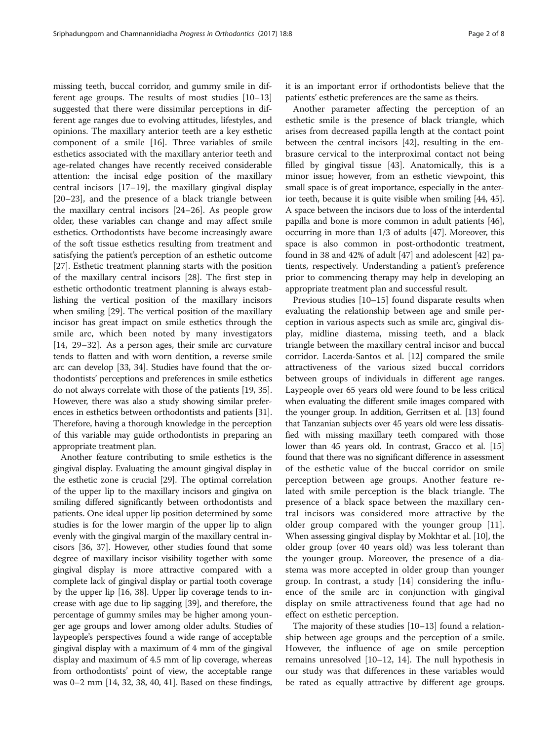missing teeth, buccal corridor, and gummy smile in different age groups. The results of most studies [10–13] suggested that there were dissimilar perceptions in different age ranges due to evolving attitudes, lifestyles, and opinions. The maxillary anterior teeth are a key esthetic component of a smile [16]. Three variables of smile esthetics associated with the maxillary anterior teeth and age-related changes have recently received considerable attention: the incisal edge position of the maxillary central incisors [17–19], the maxillary gingival display [20–23], and the presence of a black triangle between the maxillary central incisors [24–26]. As people grow older, these variables can change and may affect smile esthetics. Orthodontists have become increasingly aware of the soft tissue esthetics resulting from treatment and satisfying the patient's perception of an esthetic outcome [27]. Esthetic treatment planning starts with the position of the maxillary central incisors [28]. The first step in esthetic orthodontic treatment planning is always establishing the vertical position of the maxillary incisors when smiling [29]. The vertical position of the maxillary incisor has great impact on smile esthetics through the smile arc, which been noted by many investigators [14, 29–32]. As a person ages, their smile arc curvature tends to flatten and with worn dentition, a reverse smile arc can develop [33, 34]. Studies have found that the orthodontists' perceptions and preferences in smile esthetics do not always correlate with those of the patients [19, 35]. However, there was also a study showing similar preferences in esthetics between orthodontists and patients [31]. Therefore, having a thorough knowledge in the perception of this variable may guide orthodontists in preparing an appropriate treatment plan.

Another feature contributing to smile esthetics is the gingival display. Evaluating the amount gingival display in the esthetic zone is crucial [29]. The optimal correlation of the upper lip to the maxillary incisors and gingiva on smiling differed significantly between orthodontists and patients. One ideal upper lip position determined by some studies is for the lower margin of the upper lip to align evenly with the gingival margin of the maxillary central incisors [36, 37]. However, other studies found that some degree of maxillary incisor visibility together with some gingival display is more attractive compared with a complete lack of gingival display or partial tooth coverage by the upper lip [16, 38]. Upper lip coverage tends to increase with age due to lip sagging [39], and therefore, the percentage of gummy smiles may be higher among younger age groups and lower among older adults. Studies of laypeople's perspectives found a wide range of acceptable gingival display with a maximum of 4 mm of the gingival display and maximum of 4.5 mm of lip coverage, whereas from orthodontists' point of view, the acceptable range was 0–2 mm [14, 32, 38, 40, 41]. Based on these findings, it is an important error if orthodontists believe that the patients' esthetic preferences are the same as theirs.

Another parameter affecting the perception of an esthetic smile is the presence of black triangle, which arises from decreased papilla length at the contact point between the central incisors [42], resulting in the embrasure cervical to the interproximal contact not being filled by gingival tissue [43]. Anatomically, this is a minor issue; however, from an esthetic viewpoint, this small space is of great importance, especially in the anterior teeth, because it is quite visible when smiling [44, 45]. A space between the incisors due to loss of the interdental papilla and bone is more common in adult patients [46], occurring in more than 1/3 of adults [47]. Moreover, this space is also common in post-orthodontic treatment, found in 38 and 42% of adult [47] and adolescent [42] patients, respectively. Understanding a patient's preference prior to commencing therapy may help in developing an appropriate treatment plan and successful result.

Previous studies [10–15] found disparate results when evaluating the relationship between age and smile perception in various aspects such as smile arc, gingival display, midline diastema, missing teeth, and a black triangle between the maxillary central incisor and buccal corridor. Lacerda-Santos et al. [12] compared the smile attractiveness of the various sized buccal corridors between groups of individuals in different age ranges. Laypeople over 65 years old were found to be less critical when evaluating the different smile images compared with the younger group. In addition, Gerritsen et al. [13] found that Tanzanian subjects over 45 years old were less dissatisfied with missing maxillary teeth compared with those lower than 45 years old. In contrast, Gracco et al. [15] found that there was no significant difference in assessment of the esthetic value of the buccal corridor on smile perception between age groups. Another feature related with smile perception is the black triangle. The presence of a black space between the maxillary central incisors was considered more attractive by the older group compared with the younger group [11]. When assessing gingival display by Mokhtar et al. [10], the older group (over 40 years old) was less tolerant than the younger group. Moreover, the presence of a diastema was more accepted in older group than younger group. In contrast, a study [14] considering the influence of the smile arc in conjunction with gingival display on smile attractiveness found that age had no effect on esthetic perception.

The majority of these studies [10–13] found a relationship between age groups and the perception of a smile. However, the influence of age on smile perception remains unresolved [10–12, 14]. The null hypothesis in our study was that differences in these variables would be rated as equally attractive by different age groups.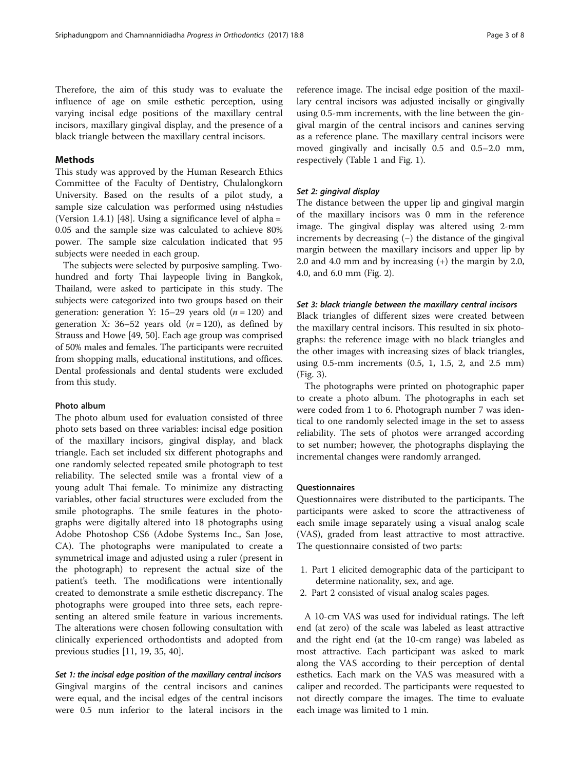Therefore, the aim of this study was to evaluate the influence of age on smile esthetic perception, using varying incisal edge positions of the maxillary central incisors, maxillary gingival display, and the presence of a black triangle between the maxillary central incisors.

## Methods

This study was approved by the Human Research Ethics Committee of the Faculty of Dentistry, Chulalongkorn University. Based on the results of a pilot study, a sample size calculation was performed using n4studies (Version 1.4.1) [48]. Using a significance level of alpha = 0.05 and the sample size was calculated to achieve 80% power. The sample size calculation indicated that 95 subjects were needed in each group.

The subjects were selected by purposive sampling. Two-hundred and forty Thai laypeople living in Bangkok, Thailand, were asked to participate in this study. The subjects were categorized into two groups based on their generation: generation Y: 15–29 years old ($n = 120$) and generation X: 36–52 years old ($n = 120$), as defined by Strauss and Howe [49, 50]. Each age group was comprised of 50% males and females. The participants were recruited from shopping malls, educational institutions, and offices. Dental professionals and dental students were excluded from this study.

### Photo album

The photo album used for evaluation consisted of three photo sets based on three variables: incisal edge position of the maxillary incisors, gingival display, and black triangle. Each set included six different photographs and one randomly selected repeated smile photograph to test reliability. The selected smile was a frontal view of a young adult Thai female. To minimize any distracting variables, other facial structures were excluded from the smile photographs. The smile features in the photographs were digitally altered into 18 photographs using Adobe Photoshop CS6 (Adobe Systems Inc., San Jose, CA). The photographs were manipulated to create a symmetrical image and adjusted using a ruler (present in the photograph) to represent the actual size of the patient's teeth. The modifications were intentionally created to demonstrate a smile esthetic discrepancy. The photographs were grouped into three sets, each representing an altered smile feature in various increments. The alterations were chosen following consultation with clinically experienced orthodontists and adopted from previous studies [11, 19, 35, 40].

#### *Set 1: the incisal edge position of the maxillary central incisors*

Gingival margins of the central incisors and canines were equal, and the incisal edges of the central incisors were 0.5 mm inferior to the lateral incisors in the reference image. The incisal edge position of the maxillary central incisors was adjusted incisally or gingivally using 0.5-mm increments, with the line between the gingival margin of the central incisors and canines serving as a reference plane. The maxillary central incisors were moved gingivally and incisally 0.5 and 0.5–2.0 mm, respectively (Table 1 and Fig. 1).

#### *Set 2: gingival display*

The distance between the upper lip and gingival margin of the maxillary incisors was 0 mm in the reference image. The gingival display was altered using 2-mm increments by decreasing (–) the distance of the gingival margin between the maxillary incisors and upper lip by 2.0 and 4.0 mm and by increasing (+) the margin by 2.0, 4.0, and 6.0 mm (Fig. 2).

#### *Set 3: black triangle between the maxillary central incisors*

Black triangles of different sizes were created between the maxillary central incisors. This resulted in six photographs: the reference image with no black triangles and the other images with increasing sizes of black triangles, using 0.5-mm increments (0.5, 1, 1.5, 2, and 2.5 mm) (Fig. 3).

The photographs were printed on photographic paper to create a photo album. The photographs in each set were coded from 1 to 6. Photograph number 7 was identical to one randomly selected image in the set to assess reliability. The sets of photos were arranged according to set number; however, the photographs displaying the incremental changes were randomly arranged.

### Questionnaires

Questionnaires were distributed to the participants. The participants were asked to score the attractiveness of each smile image separately using a visual analog scale (VAS), graded from least attractive to most attractive. The questionnaire consisted of two parts:

1. Part 1 elicited demographic data of the participant to determine nationality, sex, and age.
2. Part 2 consisted of visual analog scales pages.

A 10-cm VAS was used for individual ratings. The left end (at zero) of the scale was labeled as least attractive and the right end (at the 10-cm range) was labeled as most attractive. Each participant was asked to mark along the VAS according to their perception of dental esthetics. Each mark on the VAS was measured with a caliper and recorded. The participants were requested to not directly compare the images. The time to evaluate each image was limited to 1 min.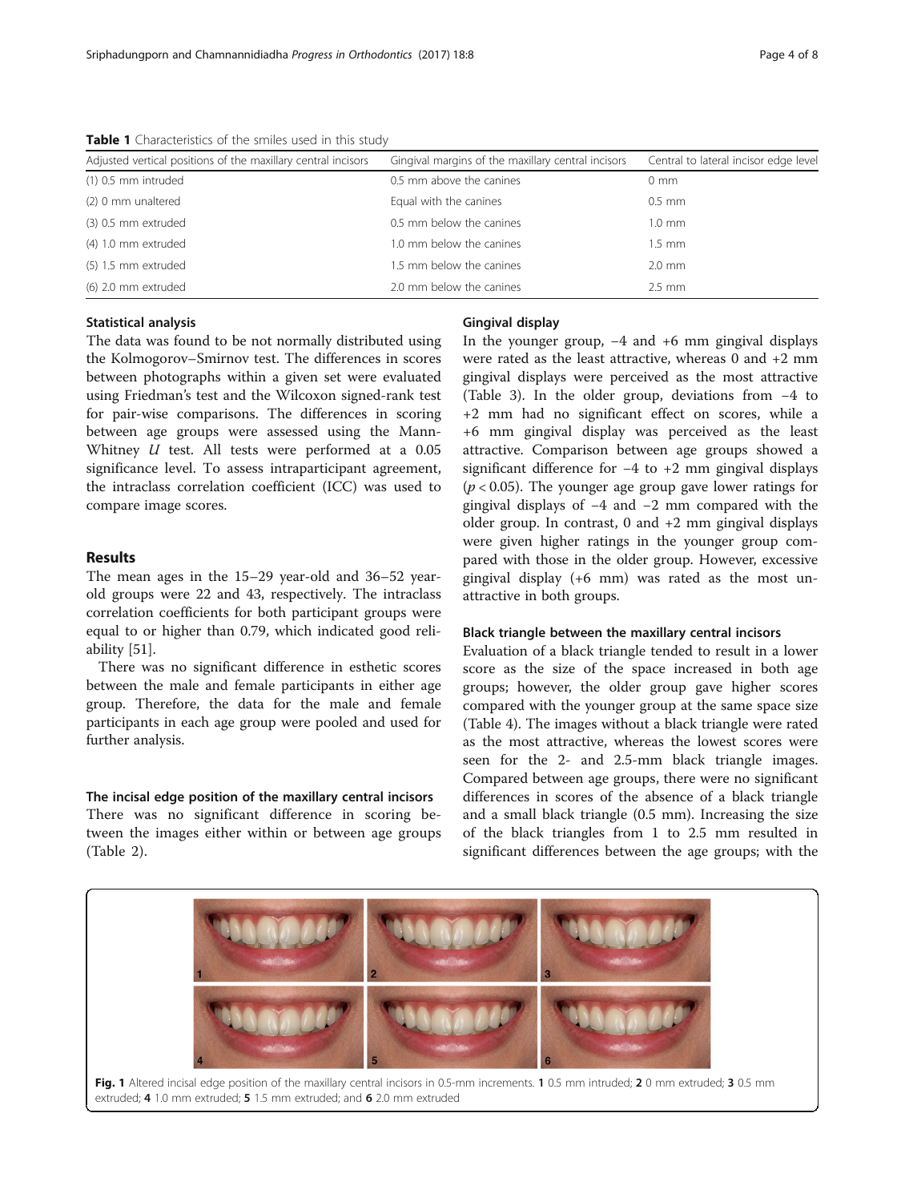**Table 1** Characteristics of the smiles used in this study

| Adjusted vertical positions of the maxillary central incisors | Gingival margins of the maxillary central incisors | Central to lateral incisor edge level |
|---|---|---|
| (1) 0.5 mm intruded | 0.5 mm above the canines | 0 mm |
| (2) 0 mm unaltered | Equal with the canines | 0.5 mm |
| (3) 0.5 mm extruded | 0.5 mm below the canines | 1.0 mm |
| (4) 1.0 mm extruded | 1.0 mm below the canines | 1.5 mm |
| (5) 1.5 mm extruded | 1.5 mm below the canines | 2.0 mm |
| (6) 2.0 mm extruded | 2.0 mm below the canines | 2.5 mm |

### Statistical analysis

The data was found to be not normally distributed using the Kolmogorov–Smirnov test. The differences in scores between photographs within a given set were evaluated using Friedman's test and the Wilcoxon signed-rank test for pair-wise comparisons. The differences in scoring between age groups were assessed using the Mann-Whitney *U* test. All tests were performed at a 0.05 significance level. To assess intraparticipant agreement, the intraclass correlation coefficient (ICC) was used to compare image scores.

## Results

The mean ages in the 15–29 year-old and 36–52 year-old groups were 22 and 43, respectively. The intraclass correlation coefficients for both participant groups were equal to or higher than 0.79, which indicated good reliability [51].

There was no significant difference in esthetic scores between the male and female participants in either age group. Therefore, the data for the male and female participants in each age group were pooled and used for further analysis.

### The incisal edge position of the maxillary central incisors

There was no significant difference in scoring between the images either within or between age groups (Table 2).

### Gingival display

In the younger group, −4 and +6 mm gingival displays were rated as the least attractive, whereas 0 and +2 mm gingival displays were perceived as the most attractive (Table 3). In the older group, deviations from −4 to +2 mm had no significant effect on scores, while a +6 mm gingival display was perceived as the least attractive. Comparison between age groups showed a significant difference for −4 to +2 mm gingival displays ($p < 0.05$). The younger age group gave lower ratings for gingival displays of −4 and −2 mm compared with the older group. In contrast, 0 and +2 mm gingival displays were given higher ratings in the younger group compared with those in the older group. However, excessive gingival display (+6 mm) was rated as the most unattractive in both groups.

### Black triangle between the maxillary central incisors

Evaluation of a black triangle tended to result in a lower score as the size of the space increased in both age groups; however, the older group gave higher scores compared with the younger group at the same space size (Table 4). The images without a black triangle were rated as the most attractive, whereas the lowest scores were seen for the 2- and 2.5-mm black triangle images. Compared between age groups, there were no significant differences in scores of the absence of a black triangle and a small black triangle (0.5 mm). Increasing the size of the black triangles from 1 to 2.5 mm resulted in significant differences between the age groups; with the

**Fig. 1** Altered incisal edge position of the maxillary central incisors in 0.5-mm increments. **1** 0.5 mm intruded; **2** 0 mm extruded; **3** 0.5 mm extruded; **4** 1.0 mm extruded; **5** 1.5 mm extruded; and **6** 2.0 mm extruded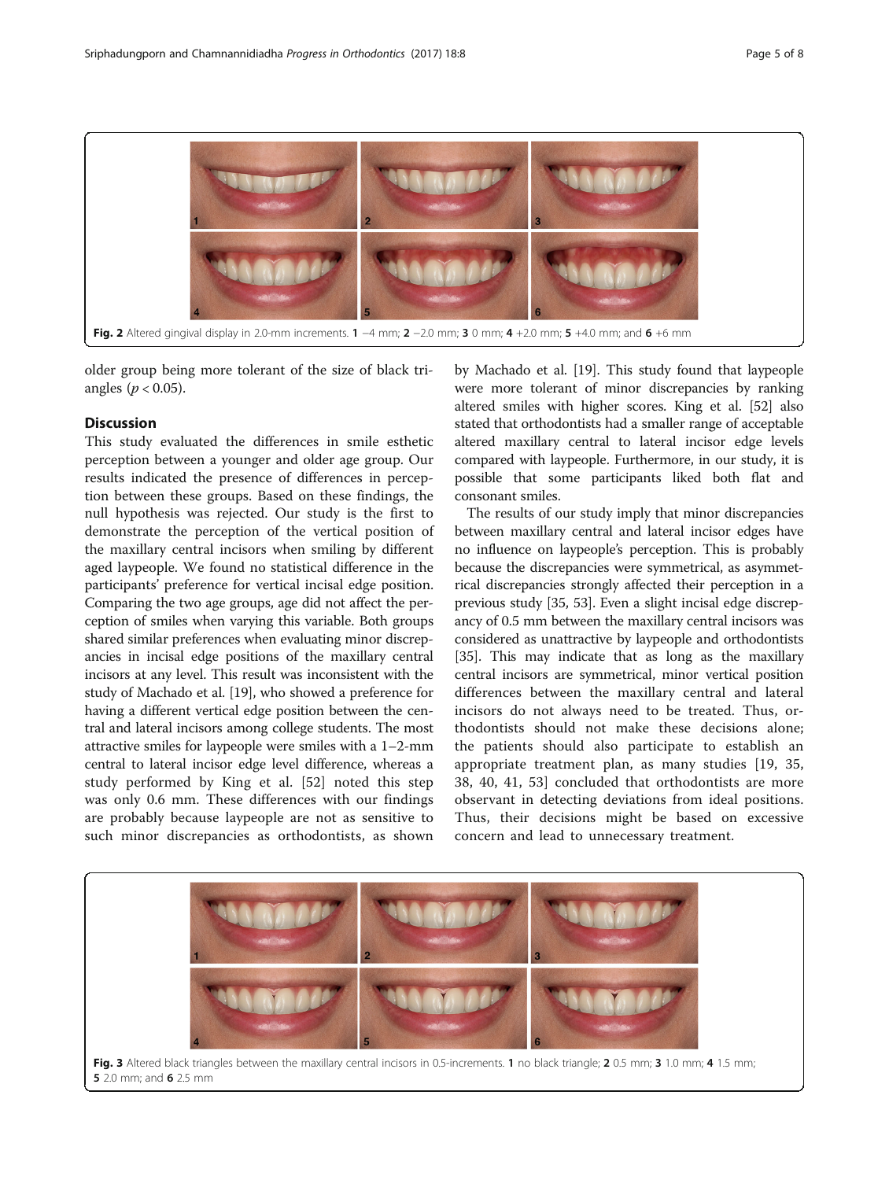Fig. 2 Altered gingival display in 2.0-mm increments. **1** −4 mm; **2** −2.0 mm; **3** 0 mm; **4** +2.0 mm; **5** +4.0 mm; and **6** +6 mm

older group being more tolerant of the size of black triangles ($p < 0.05$).

## Discussion

This study evaluated the differences in smile esthetic perception between a younger and older age group. Our results indicated the presence of differences in perception between these groups. Based on these findings, the null hypothesis was rejected. Our study is the first to demonstrate the perception of the vertical position of the maxillary central incisors when smiling by different aged laypeople. We found no statistical difference in the participants' preference for vertical incisal edge position. Comparing the two age groups, age did not affect the perception of smiles when varying this variable. Both groups shared similar preferences when evaluating minor discrepancies in incisal edge positions of the maxillary central incisors at any level. This result was inconsistent with the study of Machado et al. [19], who showed a preference for having a different vertical edge position between the central and lateral incisors among college students. The most attractive smiles for laypeople were smiles with a 1–2-mm central to lateral incisor edge level difference, whereas a study performed by King et al. [52] noted this step was only 0.6 mm. These differences with our findings are probably because laypeople are not as sensitive to such minor discrepancies as orthodontists, as shown by Machado et al. [19]. This study found that laypeople were more tolerant of minor discrepancies by ranking altered smiles with higher scores. King et al. [52] also stated that orthodontists had a smaller range of acceptable altered maxillary central to lateral incisor edge levels compared with laypeople. Furthermore, in our study, it is possible that some participants liked both flat and consonant smiles.

The results of our study imply that minor discrepancies between maxillary central and lateral incisor edges have no influence on laypeople's perception. This is probably because the discrepancies were symmetrical, as asymmetrical discrepancies strongly affected their perception in a previous study [35, 53]. Even a slight incisal edge discrepancy of 0.5 mm between the maxillary central incisors was considered as unattractive by laypeople and orthodontists [35]. This may indicate that as long as the maxillary central incisors are symmetrical, minor vertical position differences between the maxillary central and lateral incisors do not always need to be treated. Thus, orthodontists should not make these decisions alone; the patients should also participate to establish an appropriate treatment plan, as many studies [19, 35, 38, 40, 41, 53] concluded that orthodontists are more observant in detecting deviations from ideal positions. Thus, their decisions might be based on excessive concern and lead to unnecessary treatment.

Fig. 3 Altered black triangles between the maxillary central incisors in 0.5-increments. **1** no black triangle; **2** 0.5 mm; **3** 1.0 mm; **4** 1.5 mm; **5** 2.0 mm; and **6** 2.5 mm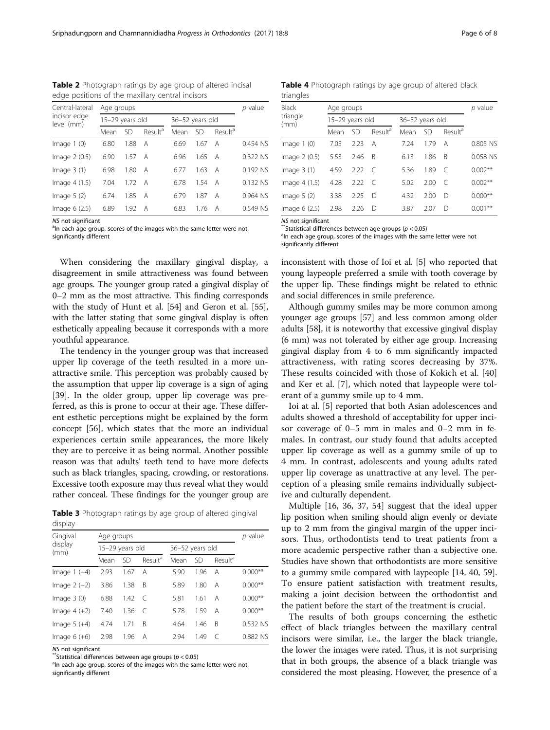**Table 2** Photograph ratings by age group of altered incisal edge positions of the maxillary central incisors

| Central-lateral incisor edge level (mm) | Age groups | | | | | | p value |
|---|---|---|---|---|---|---|---|
| | 15–29 years old | | | 36–52 years old | | | |
| | Mean | SD | Result[a] | Mean | SD | Result[a] | |
| Image 1 (0) | 6.80 | 1.88 | A | 6.69 | 1.67 | A | 0.454 NS |
| Image 2 (0.5) | 6.90 | 1.57 | A | 6.96 | 1.65 | A | 0.322 NS |
| Image 3 (1) | 6.98 | 1.80 | A | 6.77 | 1.63 | A | 0.192 NS |
| Image 4 (1.5) | 7.04 | 1.72 | A | 6.78 | 1.54 | A | 0.132 NS |
| Image 5 (2) | 6.74 | 1.85 | A | 6.79 | 1.87 | A | 0.964 NS |
| Image 6 (2.5) | 6.89 | 1.92 | A | 6.83 | 1.76 | A | 0.549 NS |

*NS* not significant
[a]In each age group, scores of the images with the same letter were not significantly different

When considering the maxillary gingival display, a disagreement in smile attractiveness was found between age groups. The younger group rated a gingival display of 0–2 mm as the most attractive. This finding corresponds with the study of Hunt et al. [54] and Geron et al. [55], with the latter stating that some gingival display is often esthetically appealing because it corresponds with a more youthful appearance.

The tendency in the younger group was that increased upper lip coverage of the teeth resulted in a more unattractive smile. This perception was probably caused by the assumption that upper lip coverage is a sign of aging [39]. In the older group, upper lip coverage was preferred, as this is prone to occur at their age. These different esthetic perceptions might be explained by the form concept [56], which states that the more an individual experiences certain smile appearances, the more likely they are to perceive it as being normal. Another possible reason was that adults' teeth tend to have more defects such as black triangles, spacing, crowding, or restorations. Excessive tooth exposure may thus reveal what they would rather conceal. These findings for the younger group are inconsistent with those of Ioi et al. [5] who reported that young laypeople preferred a smile with tooth coverage by the upper lip. These findings might be related to ethnic and social differences in smile preference.

**Table 3** Photograph ratings by age group of altered gingival display

| Gingival display (mm) | Age groups | | | | | | p value |
|---|---|---|---|---|---|---|---|
| | 15–29 years old | | | 36–52 years old | | | |
| | Mean | SD | Result[a] | Mean | SD | Result[a] | |
| Image 1 (−4) | 2.93 | 1.67 | A | 5.90 | 1.96 | A | 0.000** |
| Image 2 (−2) | 3.86 | 1.38 | B | 5.89 | 1.80 | A | 0.000** |
| Image 3 (0) | 6.88 | 1.42 | C | 5.81 | 1.61 | A | 0.000** |
| Image 4 (+2) | 7.40 | 1.36 | C | 5.78 | 1.59 | A | 0.000** |
| Image 5 (+4) | 4.74 | 1.71 | B | 4.64 | 1.46 | B | 0.532 NS |
| Image 6 (+6) | 2.98 | 1.96 | A | 2.94 | 1.49 | C | 0.882 NS |

*NS* not significant
**Statistical differences between age groups ($p < 0.05$)
[a]In each age group, scores of the images with the same letter were not significantly different

**Table 4** Photograph ratings by age group of altered black triangles

| Black triangle (mm) | Age groups | | | | | | p value |
|---|---|---|---|---|---|---|---|
| | 15–29 years old | | | 36–52 years old | | | |
| | Mean | SD | Result[a] | Mean | SD | Result[a] | |
| Image 1 (0) | 7.05 | 2.23 | A | 7.24 | 1.79 | A | 0.805 NS |
| Image 2 (0.5) | 5.53 | 2.46 | B | 6.13 | 1.86 | B | 0.058 NS |
| Image 3 (1) | 4.59 | 2.22 | C | 5.36 | 1.89 | C | 0.002** |
| Image 4 (1.5) | 4.28 | 2.22 | C | 5.02 | 2.00 | C | 0.002** |
| Image 5 (2) | 3.38 | 2.25 | D | 4.32 | 2.00 | D | 0.000** |
| Image 6 (2.5) | 2.98 | 2.26 | D | 3.87 | 2.07 | D | 0.001** |

*NS* not significant
**Statistical differences between age groups ($p < 0.05$)
[a]In each age group, scores of the images with the same letter were not significantly different

Although gummy smiles may be more common among younger age groups [57] and less common among older adults [58], it is noteworthy that excessive gingival display (6 mm) was not tolerated by either age group. Increasing gingival display from 4 to 6 mm significantly impacted attractiveness, with rating scores decreasing by 37%. These results coincided with those of Kokich et al. [40] and Ker et al. [7], which noted that laypeople were tolerant of a gummy smile up to 4 mm.

Ioi at al. [5] reported that both Asian adolescences and adults showed a threshold of acceptability for upper incisor coverage of 0–5 mm in males and 0–2 mm in females. In contrast, our study found that adults accepted upper lip coverage as well as a gummy smile of up to 4 mm. In contrast, adolescents and young adults rated upper lip coverage as unattractive at any level. The perception of a pleasing smile remains individually subjective and culturally dependent.

Multiple [16, 36, 37, 54] suggest that the ideal upper lip position when smiling should align evenly or deviate up to 2 mm from the gingival margin of the upper incisors. Thus, orthodontists tend to treat patients from a more academic perspective rather than a subjective one. Studies have shown that orthodontists are more sensitive to a gummy smile compared with laypeople [14, 40, 59]. To ensure patient satisfaction with treatment results, making a joint decision between the orthodontist and the patient before the start of the treatment is crucial.

The results of both groups concerning the esthetic effect of black triangles between the maxillary central incisors were similar, i.e., the larger the black triangle, the lower the images were rated. Thus, it is not surprising that in both groups, the absence of a black triangle was considered the most pleasing. However, the presence of a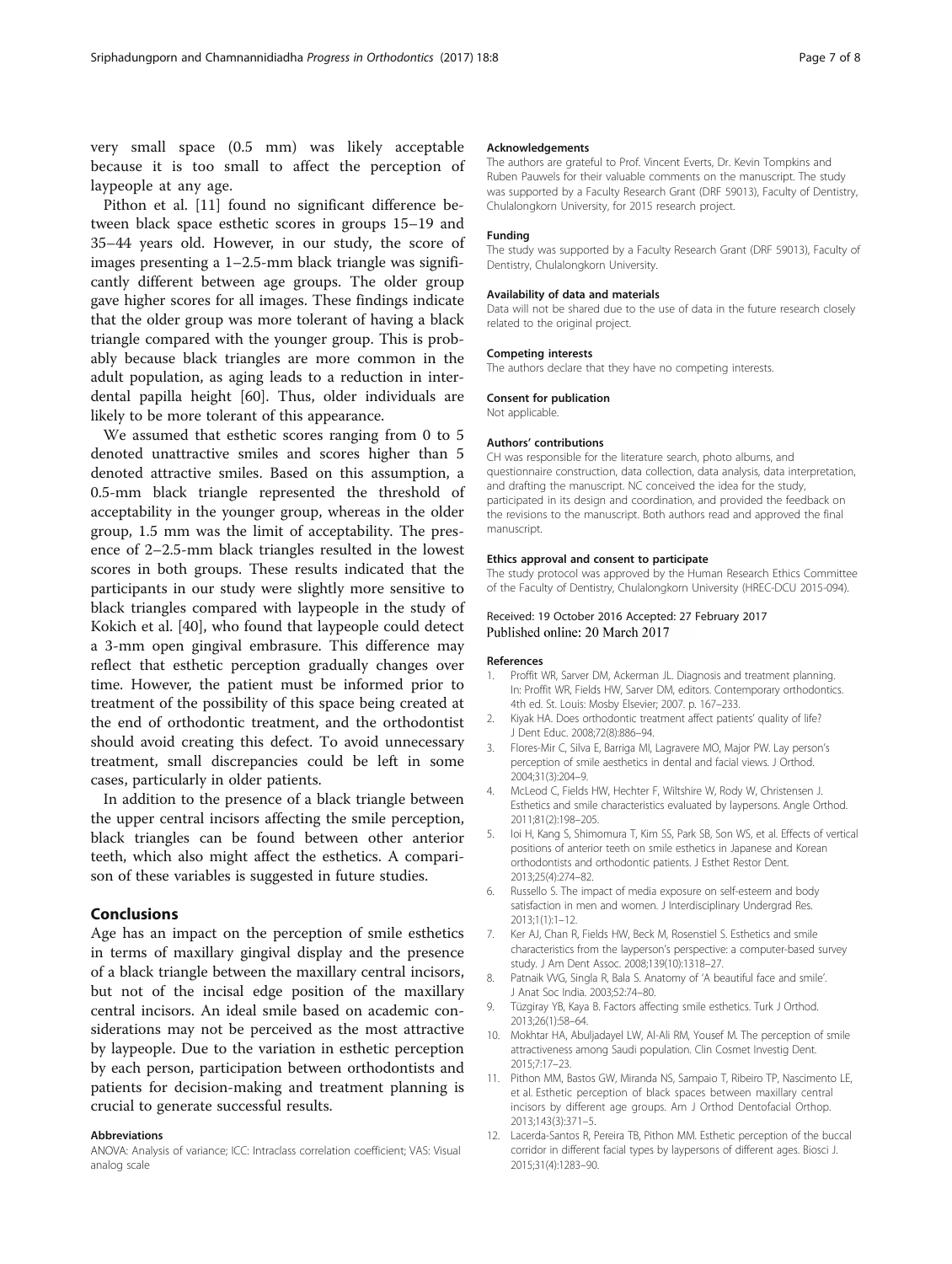very small space (0.5 mm) was likely acceptable because it is too small to affect the perception of laypeople at any age.

Pithon et al. [11] found no significant difference between black space esthetic scores in groups 15–19 and 35–44 years old. However, in our study, the score of images presenting a 1–2.5-mm black triangle was significantly different between age groups. The older group gave higher scores for all images. These findings indicate that the older group was more tolerant of having a black triangle compared with the younger group. This is probably because black triangles are more common in the adult population, as aging leads to a reduction in interdental papilla height [60]. Thus, older individuals are likely to be more tolerant of this appearance.

We assumed that esthetic scores ranging from 0 to 5 denoted unattractive smiles and scores higher than 5 denoted attractive smiles. Based on this assumption, a 0.5-mm black triangle represented the threshold of acceptability in the younger group, whereas in the older group, 1.5 mm was the limit of acceptability. The presence of 2–2.5-mm black triangles resulted in the lowest scores in both groups. These results indicated that the participants in our study were slightly more sensitive to black triangles compared with laypeople in the study of Kokich et al. [40], who found that laypeople could detect a 3-mm open gingival embrasure. This difference may reflect that esthetic perception gradually changes over time. However, the patient must be informed prior to treatment of the possibility of this space being created at the end of orthodontic treatment, and the orthodontist should avoid creating this defect. To avoid unnecessary treatment, small discrepancies could be left in some cases, particularly in older patients.

In addition to the presence of a black triangle between the upper central incisors affecting the smile perception, black triangles can be found between other anterior teeth, which also might affect the esthetics. A comparison of these variables is suggested in future studies.

## Conclusions

Age has an impact on the perception of smile esthetics in terms of maxillary gingival display and the presence of a black triangle between the maxillary central incisors, but not of the incisal edge position of the maxillary central incisors. An ideal smile based on academic considerations may not be perceived as the most attractive by laypeople. Due to the variation in esthetic perception by each person, participation between orthodontists and patients for decision-making and treatment planning is crucial to generate successful results.

#### Abbreviations

ANOVA: Analysis of variance; ICC: Intraclass correlation coefficient; VAS: Visual analog scale

#### Acknowledgements

The authors are grateful to Prof. Vincent Everts, Dr. Kevin Tompkins and Ruben Pauwels for their valuable comments on the manuscript. The study was supported by a Faculty Research Grant (DRF 59013), Faculty of Dentistry, Chulalongkorn University, for 2015 research project.

#### Funding

The study was supported by a Faculty Research Grant (DRF 59013), Faculty of Dentistry, Chulalongkorn University.

#### Availability of data and materials

Data will not be shared due to the use of data in the future research closely related to the original project.

#### Competing interests

The authors declare that they have no competing interests.

#### Consent for publication

Not applicable.

#### Authors' contributions

CH was responsible for the literature search, photo albums, and questionnaire construction, data collection, data analysis, data interpretation, and drafting the manuscript. NC conceived the idea for the study, participated in its design and coordination, and provided the feedback on the revisions to the manuscript. Both authors read and approved the final manuscript.

#### Ethics approval and consent to participate

The study protocol was approved by the Human Research Ethics Committee of the Faculty of Dentistry, Chulalongkorn University (HREC-DCU 2015-094).

Received: 19 October 2016 Accepted: 27 February 2017
Published online: 20 March 2017

#### References

1. Proffit WR, Sarver DM, Ackerman JL. Diagnosis and treatment planning. In: Proffit WR, Fields HW, Sarver DM, editors. Contemporary orthodontics. 4th ed. St. Louis: Mosby Elsevier; 2007. p. 167–233.
2. Kiyak HA. Does orthodontic treatment affect patients' quality of life? J Dent Educ. 2008;72(8):886–94.
3. Flores-Mir C, Silva E, Barriga MI, Lagravere MO, Major PW. Lay person's perception of smile aesthetics in dental and facial views. J Orthod. 2004;31(3):204–9.
4. McLeod C, Fields HW, Hechter F, Wiltshire W, Rody W, Christensen J. Esthetics and smile characteristics evaluated by laypersons. Angle Orthod. 2011;81(2):198–205.
5. Ioi H, Kang S, Shimomura T, Kim SS, Park SB, Son WS, et al. Effects of vertical positions of anterior teeth on smile esthetics in Japanese and Korean orthodontists and orthodontic patients. J Esthet Restor Dent. 2013;25(4):274–82.
6. Russello S. The impact of media exposure on self-esteem and body satisfaction in men and women. J Interdisciplinary Undergrad Res. 2013;1(1):1–12.
7. Ker AJ, Chan R, Fields HW, Beck M, Rosenstiel S. Esthetics and smile characteristics from the layperson's perspective: a computer-based survey study. J Am Dent Assoc. 2008;139(10):1318–27.
8. Patnaik VVG, Singla R, Bala S. Anatomy of 'A beautiful face and smile'. J Anat Soc India. 2003;52:74–80.
9. Tüzgiray YB, Kaya B. Factors affecting smile esthetics. Turk J Orthod. 2013;26(1):58–64.
10. Mokhtar HA, Abuljadayel LW, Al-Ali RM, Yousef M. The perception of smile attractiveness among Saudi population. Clin Cosmet Investig Dent. 2015;7:17–23.
11. Pithon MM, Bastos GW, Miranda NS, Sampaio T, Ribeiro TP, Nascimento LE, et al. Esthetic perception of black spaces between maxillary central incisors by different age groups. Am J Orthod Dentofacial Orthop. 2013;143(3):371–5.
12. Lacerda-Santos R, Pereira TB, Pithon MM. Esthetic perception of the buccal corridor in different facial types by laypersons of different ages. Biosci J. 2015;31(4):1283–90.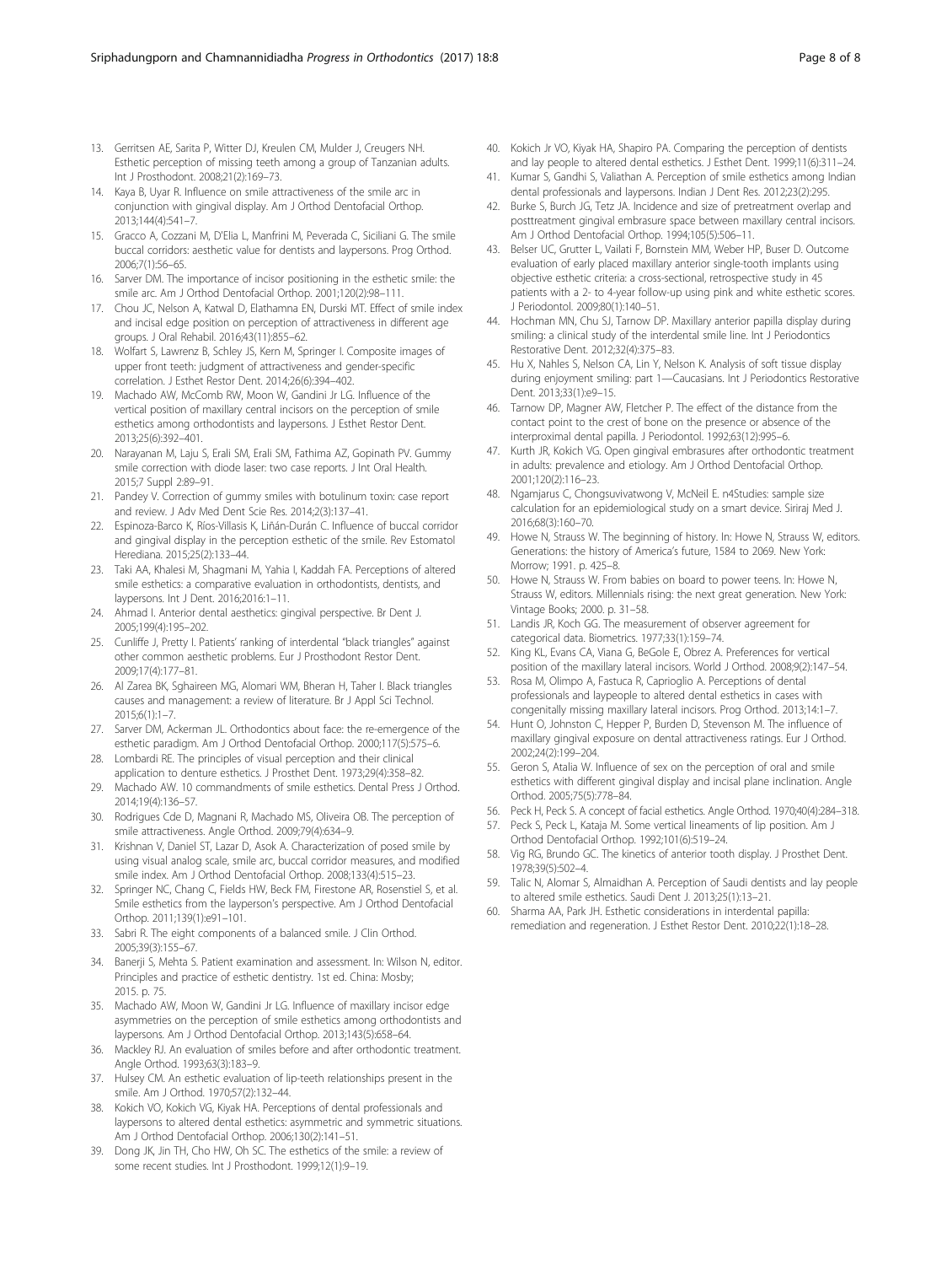13. Gerritsen AE, Sarita P, Witter DJ, Kreulen CM, Mulder J, Creugers NH. Esthetic perception of missing teeth among a group of Tanzanian adults. Int J Prosthodont. 2008;21(2):169–73.
14. Kaya B, Uyar R. Influence on smile attractiveness of the smile arc in conjunction with gingival display. Am J Orthod Dentofacial Orthop. 2013;144(4):541–7.
15. Gracco A, Cozzani M, D'Elia L, Manfrini M, Peverada C, Siciliani G. The smile buccal corridors: aesthetic value for dentists and laypersons. Prog Orthod. 2006;7(1):56–65.
16. Sarver DM. The importance of incisor positioning in the esthetic smile: the smile arc. Am J Orthod Dentofacial Orthop. 2001;120(2):98–111.
17. Chou JC, Nelson A, Katwal D, Elathamna EN, Durski MT. Effect of smile index and incisal edge position on perception of attractiveness in different age groups. J Oral Rehabil. 2016;43(11):855–62.
18. Wolfart S, Lawrenz B, Schley JS, Kern M, Springer I. Composite images of upper front teeth: judgment of attractiveness and gender-specific correlation. J Esthet Restor Dent. 2014;26(6):394–402.
19. Machado AW, McComb RW, Moon W, Gandini Jr LG. Influence of the vertical position of maxillary central incisors on the perception of smile esthetics among orthodontists and laypersons. J Esthet Restor Dent. 2013;25(6):392–401.
20. Narayanan M, Laju S, Erali SM, Erali SM, Fathima AZ, Gopinath PV. Gummy smile correction with diode laser: two case reports. J Int Oral Health. 2015;7 Suppl 2:89–91.
21. Pandey V. Correction of gummy smiles with botulinum toxin: case report and review. J Adv Med Dent Scie Res. 2014;2(3):137–41.
22. Espinoza-Barco K, Ríos-Villasis K, Liñán-Durán C. Influence of buccal corridor and gingival display in the perception esthetic of the smile. Rev Estomatol Herediana. 2015;25(2):133–44.
23. Taki AA, Khalesi M, Shagmani M, Yahia I, Kaddah FA. Perceptions of altered smile esthetics: a comparative evaluation in orthodontists, dentists, and laypersons. Int J Dent. 2016;2016:1–11.
24. Ahmad I. Anterior dental aesthetics: gingival perspective. Br Dent J. 2005;199(4):195–202.
25. Cunliffe J, Pretty I. Patients' ranking of interdental "black triangles" against other common aesthetic problems. Eur J Prosthodont Restor Dent. 2009;17(4):177–81.
26. Al Zarea BK, Sghaireen MG, Alomari WM, Bheran H, Taher I. Black triangles causes and management: a review of literature. Br J Appl Sci Technol. 2015;6(1):1–7.
27. Sarver DM, Ackerman JL. Orthodontics about face: the re-emergence of the esthetic paradigm. Am J Orthod Dentofacial Orthop. 2000;117(5):575–6.
28. Lombardi RE. The principles of visual perception and their clinical application to denture esthetics. J Prosthet Dent. 1973;29(4):358–82.
29. Machado AW. 10 commandments of smile esthetics. Dental Press J Orthod. 2014;19(4):136–57.
30. Rodrigues Cde D, Magnani R, Machado MS, Oliveira OB. The perception of smile attractiveness. Angle Orthod. 2009;79(4):634–9.
31. Krishnan V, Daniel ST, Lazar D, Asok A. Characterization of posed smile by using visual analog scale, smile arc, buccal corridor measures, and modified smile index. Am J Orthod Dentofacial Orthop. 2008;133(4):515–23.
32. Springer NC, Chang C, Fields HW, Beck FM, Firestone AR, Rosenstiel S, et al. Smile esthetics from the layperson's perspective. Am J Orthod Dentofacial Orthop. 2011;139(1):e91–101.
33. Sabri R. The eight components of a balanced smile. J Clin Orthod. 2005;39(3):155–67.
34. Banerji S, Mehta S. Patient examination and assessment. In: Wilson N, editor. Principles and practice of esthetic dentistry. 1st ed. China: Mosby; 2015. p. 75.
35. Machado AW, Moon W, Gandini Jr LG. Influence of maxillary incisor edge asymmetries on the perception of smile esthetics among orthodontists and laypersons. Am J Orthod Dentofacial Orthop. 2013;143(5):658–64.
36. Mackley RJ. An evaluation of smiles before and after orthodontic treatment. Angle Orthod. 1993;63(3):183–9.
37. Hulsey CM. An esthetic evaluation of lip-teeth relationships present in the smile. Am J Orthod. 1970;57(2):132–44.
38. Kokich VO, Kokich VG, Kiyak HA. Perceptions of dental professionals and laypersons to altered dental esthetics: asymmetric and symmetric situations. Am J Orthod Dentofacial Orthop. 2006;130(2):141–51.
39. Dong JK, Jin TH, Cho HW, Oh SC. The esthetics of the smile: a review of some recent studies. Int J Prosthodont. 1999;12(1):9–19.
40. Kokich Jr VO, Kiyak HA, Shapiro PA. Comparing the perception of dentists and lay people to altered dental esthetics. J Esthet Dent. 1999;11(6):311–24.
41. Kumar S, Gandhi S, Valiathan A. Perception of smile esthetics among Indian dental professionals and laypersons. Indian J Dent Res. 2012;23(2):295.
42. Burke S, Burch JG, Tetz JA. Incidence and size of pretreatment overlap and posttreatment gingival embrasure space between maxillary central incisors. Am J Orthod Dentofacial Orthop. 1994;105(5):506–11.
43. Belser UC, Grutter L, Vailati F, Bornstein MM, Weber HP, Buser D. Outcome evaluation of early placed maxillary anterior single-tooth implants using objective esthetic criteria: a cross-sectional, retrospective study in 45 patients with a 2- to 4-year follow-up using pink and white esthetic scores. J Periodontol. 2009;80(1):140–51.
44. Hochman MN, Chu SJ, Tarnow DP. Maxillary anterior papilla display during smiling: a clinical study of the interdental smile line. Int J Periodontics Restorative Dent. 2012;32(4):375–83.
45. Hu X, Nahles S, Nelson CA, Lin Y, Nelson K. Analysis of soft tissue display during enjoyment smiling: part 1—Caucasians. Int J Periodontics Restorative Dent. 2013;33(1):e9–15.
46. Tarnow DP, Magner AW, Fletcher P. The effect of the distance from the contact point to the crest of bone on the presence or absence of the interproximal dental papilla. J Periodontol. 1992;63(12):995–6.
47. Kurth JR, Kokich VG. Open gingival embrasures after orthodontic treatment in adults: prevalence and etiology. Am J Orthod Dentofacial Orthop. 2001;120(2):116–23.
48. Ngamjarus C, Chongsuvivatwong V, McNeil E. n4Studies: sample size calculation for an epidemiological study on a smart device. Siriraj Med J. 2016;68(3):160–70.
49. Howe N, Strauss W. The beginning of history. In: Howe N, Strauss W, editors. Generations: the history of America's future, 1584 to 2069. New York: Morrow; 1991. p. 425–8.
50. Howe N, Strauss W. From babies on board to power teens. In: Howe N, Strauss W, editors. Millennials rising: the next great generation. New York: Vintage Books; 2000. p. 31–58.
51. Landis JR, Koch GG. The measurement of observer agreement for categorical data. Biometrics. 1977;33(1):159–74.
52. King KL, Evans CA, Viana G, BeGole E, Obrez A. Preferences for vertical position of the maxillary lateral incisors. World J Orthod. 2008;9(2):147–54.
53. Rosa M, Olimpo A, Fastuca R, Caprioglio A. Perceptions of dental professionals and laypeople to altered dental esthetics in cases with congenitally missing maxillary lateral incisors. Prog Orthod. 2013;14:1–7.
54. Hunt O, Johnston C, Hepper P, Burden D, Stevenson M. The influence of maxillary gingival exposure on dental attractiveness ratings. Eur J Orthod. 2002;24(2):199–204.
55. Geron S, Atalia W. Influence of sex on the perception of oral and smile esthetics with different gingival display and incisal plane inclination. Angle Orthod. 2005;75(5):778–84.
56. Peck H, Peck S. A concept of facial esthetics. Angle Orthod. 1970;40(4):284–318.
57. Peck S, Peck L, Kataja M. Some vertical lineaments of lip position. Am J Orthod Dentofacial Orthop. 1992;101(6):519–24.
58. Vig RG, Brundo GC. The kinetics of anterior tooth display. J Prosthet Dent. 1978;39(5):502–4.
59. Talic N, Alomar S, Almaidhan A. Perception of Saudi dentists and lay people to altered smile esthetics. Saudi Dent J. 2013;25(1):13–21.
60. Sharma AA, Park JH. Esthetic considerations in interdental papilla: remediation and regeneration. J Esthet Restor Dent. 2010;22(1):18–28.